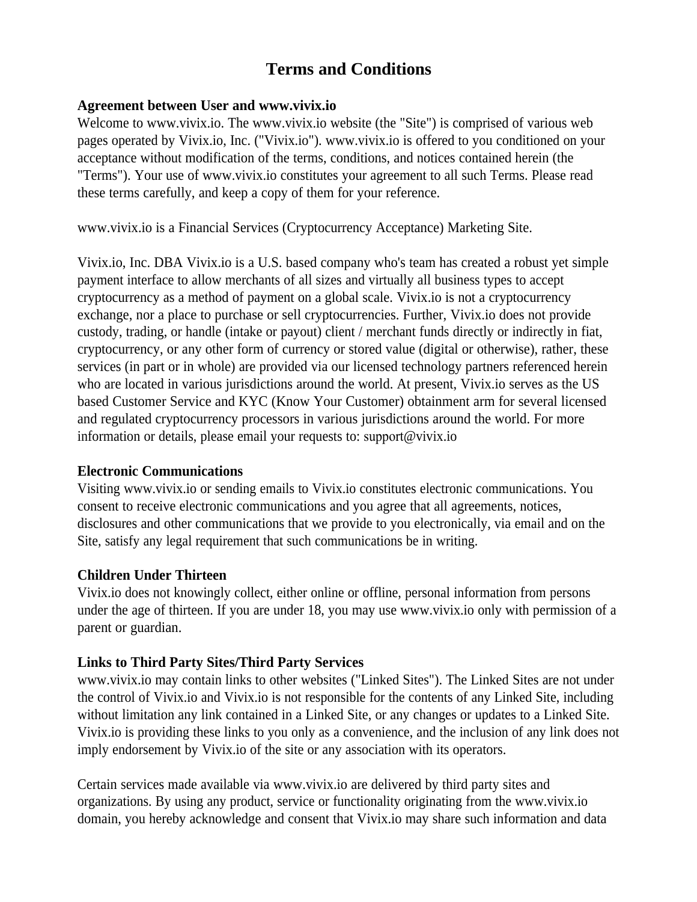# Terms and Conditions

**Agreement between User and www.vivix.io**

Welcome to www.vivix.io. The www.vivix.io website (the "Site") is comprised of various web pages operated by Vivix.io, Inc. ("Vivix.io"). www.vivix.io is offered to you conditioned on your acceptance without modification of the terms, conditions, and notices contained herein (the "Terms"). Your use of www.vivix.io constitutes your agreement to all such Terms. Please read these terms carefully, and keep a copy of them for your reference.

www.vivix.io is a Financial Services (Cryptocurrency Acceptance) Marketing Site.

Vivix.io, Inc. DBA Vivix.io is a U.S. based company who's team has created a robust yet simple payment interface to allow merchants of all sizes and virtually all business types to accept cryptocurrency as a method of payment on a global scale. Vivix.io is not a cryptocurrency exchange, nor a place to purchase or sell cryptocurrencies. Further, Vivix.io does not provide custody, trading, or handle (intake or payout) client / merchant funds directly or indirectly in fiat, cryptocurrency, or any other form of currency or stored value (digital or otherwise), rather, these services (in part or in whole) are provided via our licensed technology partners referenced herein who are located in various jurisdictions around the world. At present, Vivix.io serves as the US based Customer Service and KYC (Know Your Customer) obtainment arm for several licensed and regulated cryptocurrency processors in various jurisdictions around the world. For more information or details, please email your requests to: support@vivix.io

**Electronic Communications**

Visiting www.vivix.io or sending emails to Vivix.io constitutes electronic communications. You consent to receive electronic communications and you agree that all agreements, notices, disclosures and other communications that we provide to you electronically, via email and on the Site, satisfy any legal requirement that such communications be in writing.

**Children Under Thirteen**

Vivix.io does not knowingly collect, either online or offline, personal information from persons under the age of thirteen. If you are under 18, you may use www.vivix.io only with permission of a parent or guardian.

**Links to Third Party Sites/Third Party Services**

www.vivix.io may contain links to other websites ("Linked Sites"). The Linked Sites are not under the control of Vivix.io and Vivix.io is not responsible for the contents of any Linked Site, including without limitation any link contained in a Linked Site, or any changes or updates to a Linked Site. Vivix.io is providing these links to you only as a convenience, and the inclusion of any link does not imply endorsement by Vivix.io of the site or any association with its operators.

Certain services made available via www.vivix.io are delivered by third party sites and organizations. By using any product, service or functionality originating from the www.vivix.io domain, you hereby acknowledge and consent that Vivix.io may share such information and data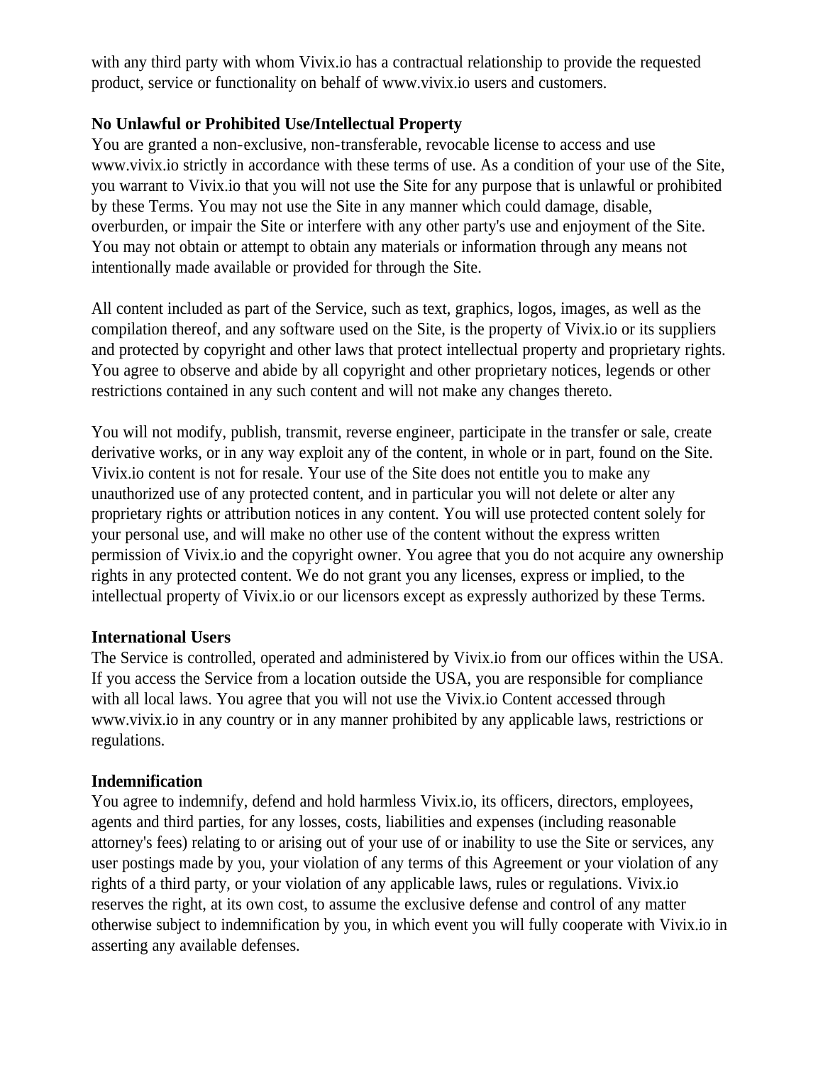with any third party with whom Vivix.io has a contractual relationship to provide the requested product, service or functionality on behalf of www.vivix.io users and customers.

**No Unlawful or Prohibited Use/Intellectual Property**

You are granted a non-exclusive, non-transferable, revocable license to access and use www.vivix.io strictly in accordance with these terms of use. As a condition of your use of the Site, you warrant to Vivix.io that you will not use the Site for any purpose that is unlawful or prohibited by these Terms. You may not use the Site in any manner which could damage, disable, overburden, or impair the Site or interfere with any other party's use and enjoyment of the Site. You may not obtain or attempt to obtain any materials or information through any means not intentionally made available or provided for through the Site.

All content included as part of the Service, such as text, graphics, logos, images, as well as the compilation thereof, and any software used on the Site, is the property of Vivix.io or its suppliers and protected by copyright and other laws that protect intellectual property and proprietary rights. You agree to observe and abide by all copyright and other proprietary notices, legends or other restrictions contained in any such content and will not make any changes thereto.

You will not modify, publish, transmit, reverse engineer, participate in the transfer or sale, create derivative works, or in any way exploit any of the content, in whole or in part, found on the Site. Vivix.io content is not for resale. Your use of the Site does not entitle you to make any unauthorized use of any protected content, and in particular you will not delete or alter any proprietary rights or attribution notices in any content. You will use protected content solely for your personal use, and will make no other use of the content without the express written permission of Vivix.io and the copyright owner. You agree that you do not acquire any ownership rights in any protected content. We do not grant you any licenses, express or implied, to the intellectual property of Vivix.io or our licensors except as expressly authorized by these Terms.

**International Users**

The Service is controlled, operated and administered by Vivix.io from our offices within the USA. If you access the Service from a location outside the USA, you are responsible for compliance with all local laws. You agree that you will not use the Vivix.io Content accessed through www.vivix.io in any country or in any manner prohibited by any applicable laws, restrictions or regulations.

**Indemnification**

You agree to indemnify, defend and hold harmless Vivix.io, its officers, directors, employees, agents and third parties, for any losses, costs, liabilities and expenses (including reasonable attorney's fees) relating to or arising out of your use of or inability to use the Site or services, any user postings made by you, your violation of any terms of this Agreement or your violation of any rights of a third party, or your violation of any applicable laws, rules or regulations. Vivix.io reserves the right, at its own cost, to assume the exclusive defense and control of any matter otherwise subject to indemnification by you, in which event you will fully cooperate with Vivix.io in asserting any available defenses.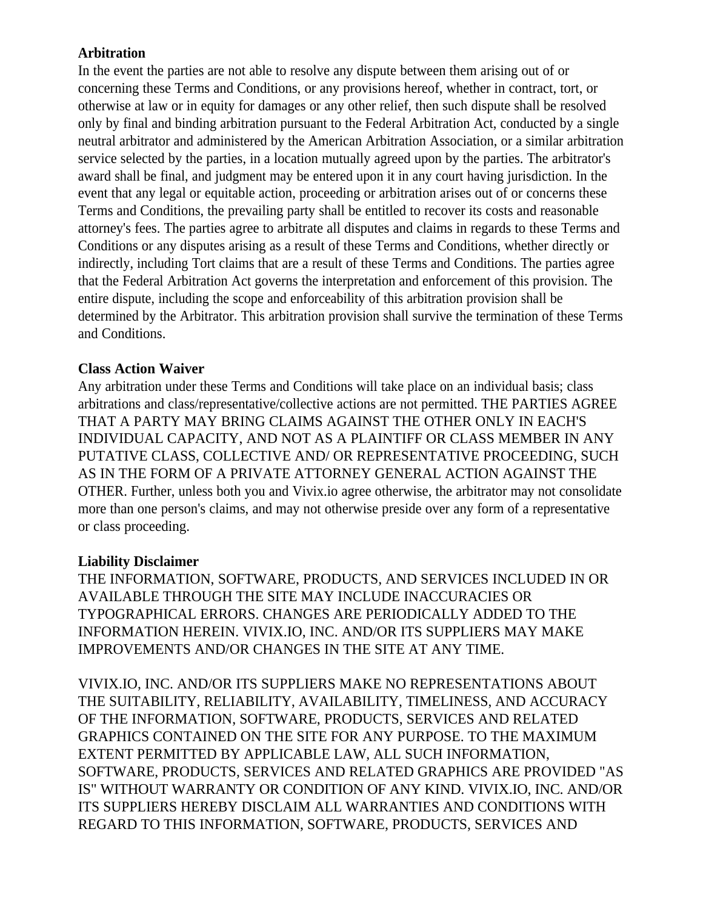**Arbitration**

In the event the parties are not able to resolve any dispute between them arising out of or concerning these Terms and Conditions, or any provisions hereof, whether in contract, tort, or otherwise at law or in equity for damages or any other relief, then such dispute shall be resolved only by final and binding arbitration pursuant to the Federal Arbitration Act, conducted by a single neutral arbitrator and administered by the American Arbitration Association, or a similar arbitration service selected by the parties, in a location mutually agreed upon by the parties. The arbitrator's award shall be final, and judgment may be entered upon it in any court having jurisdiction. In the event that any legal or equitable action, proceeding or arbitration arises out of or concerns these Terms and Conditions, the prevailing party shall be entitled to recover its costs and reasonable attorney's fees. The parties agree to arbitrate all disputes and claims in regards to these Terms and Conditions or any disputes arising as a result of these Terms and Conditions, whether directly or indirectly, including Tort claims that are a result of these Terms and Conditions. The parties agree that the Federal Arbitration Act governs the interpretation and enforcement of this provision. The entire dispute, including the scope and enforceability of this arbitration provision shall be determined by the Arbitrator. This arbitration provision shall survive the termination of these Terms and Conditions.

**Class Action Waiver**

Any arbitration under these Terms and Conditions will take place on an individual basis; class arbitrations and class/representative/collective actions are not permitted. THE PARTIES AGREE THAT A PARTY MAY BRING CLAIMS AGAINST THE OTHER ONLY IN EACH'S INDIVIDUAL CAPACITY, AND NOT AS A PLAINTIFF OR CLASS MEMBER IN ANY PUTATIVE CLASS, COLLECTIVE AND/ OR REPRESENTATIVE PROCEEDING, SUCH AS IN THE FORM OF A PRIVATE ATTORNEY GENERAL ACTION AGAINST THE OTHER. Further, unless both you and Vivix.io agree otherwise, the arbitrator may not consolidate more than one person's claims, and may not otherwise preside over any form of a representative or class proceeding.

**Liability Disclaimer**

THE INFORMATION, SOFTWARE, PRODUCTS, AND SERVICES INCLUDED IN OR AVAILABLE THROUGH THE SITE MAY INCLUDE INACCURACIES OR TYPOGRAPHICAL ERRORS. CHANGES ARE PERIODICALLY ADDED TO THE INFORMATION HEREIN. VIVIX.IO, INC. AND/OR ITS SUPPLIERS MAY MAKE IMPROVEMENTS AND/OR CHANGES IN THE SITE AT ANY TIME.

VIVIX.IO, INC. AND/OR ITS SUPPLIERS MAKE NO REPRESENTATIONS ABOUT THE SUITABILITY, RELIABILITY, AVAILABILITY, TIMELINESS, AND ACCURACY OF THE INFORMATION, SOFTWARE, PRODUCTS, SERVICES AND RELATED GRAPHICS CONTAINED ON THE SITE FOR ANY PURPOSE. TO THE MAXIMUM EXTENT PERMITTED BY APPLICABLE LAW, ALL SUCH INFORMATION, SOFTWARE, PRODUCTS, SERVICES AND RELATED GRAPHICS ARE PROVIDED "AS IS" WITHOUT WARRANTY OR CONDITION OF ANY KIND. VIVIX.IO, INC. AND/OR ITS SUPPLIERS HEREBY DISCLAIM ALL WARRANTIES AND CONDITIONS WITH REGARD TO THIS INFORMATION, SOFTWARE, PRODUCTS, SERVICES AND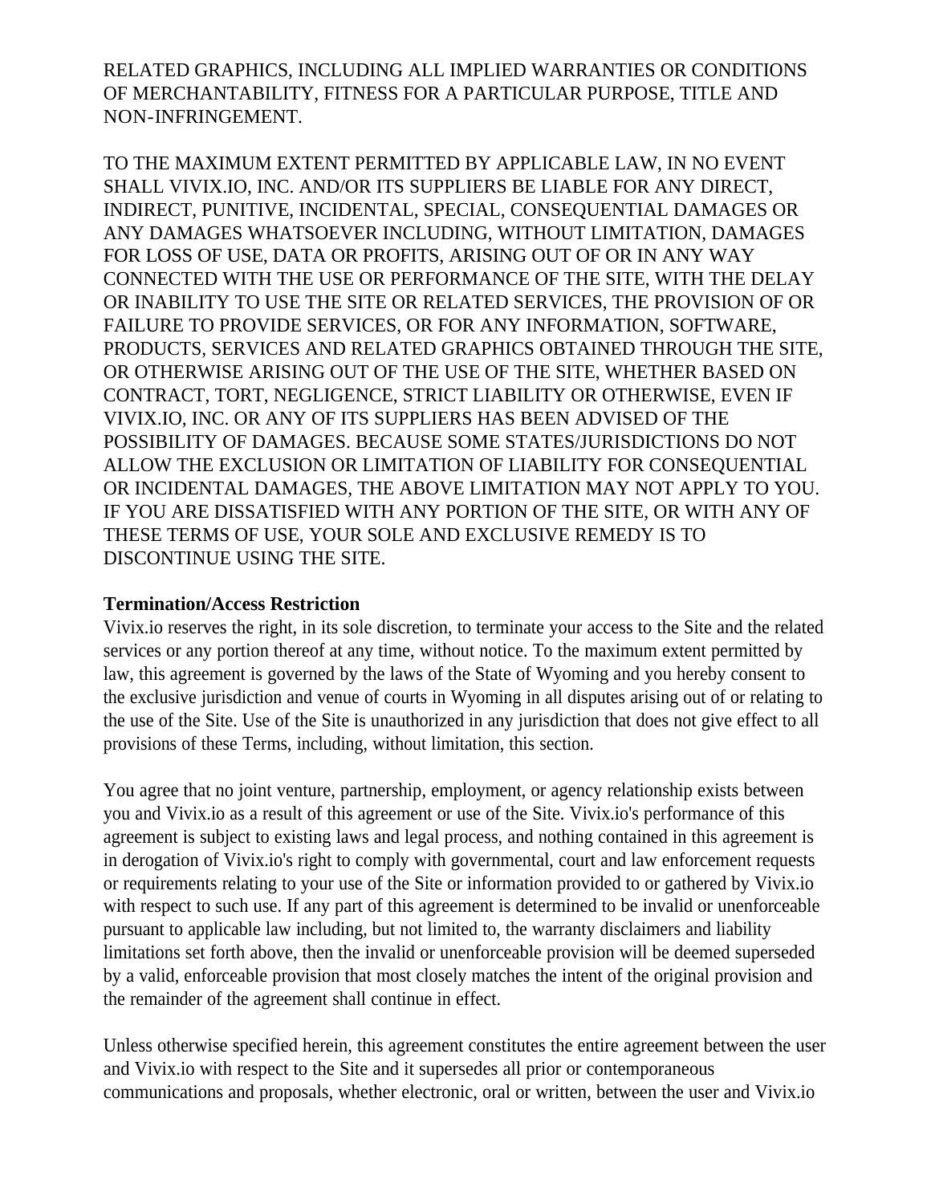RELATED GRAPHICS, INCLUDING ALL IMPLIED WARRANTIES OR CONDITIONS OF MERCHANTABILITY, FITNESS FOR A PARTICULAR PURPOSE, TITLE AND NON-INFRINGEMENT.

TO THE MAXIMUM EXTENT PERMITTED BY APPLICABLE LAW, IN NO EVENT SHALL VIVIX.IO, INC. AND/OR ITS SUPPLIERS BE LIABLE FOR ANY DIRECT, INDIRECT, PUNITIVE, INCIDENTAL, SPECIAL, CONSEQUENTIAL DAMAGES OR ANY DAMAGES WHATSOEVER INCLUDING, WITHOUT LIMITATION, DAMAGES FOR LOSS OF USE, DATA OR PROFITS, ARISING OUT OF OR IN ANY WAY CONNECTED WITH THE USE OR PERFORMANCE OF THE SITE, WITH THE DELAY OR INABILITY TO USE THE SITE OR RELATED SERVICES, THE PROVISION OF OR FAILURE TO PROVIDE SERVICES, OR FOR ANY INFORMATION, SOFTWARE, PRODUCTS, SERVICES AND RELATED GRAPHICS OBTAINED THROUGH THE SITE, OR OTHERWISE ARISING OUT OF THE USE OF THE SITE, WHETHER BASED ON CONTRACT, TORT, NEGLIGENCE, STRICT LIABILITY OR OTHERWISE, EVEN IF VIVIX.IO, INC. OR ANY OF ITS SUPPLIERS HAS BEEN ADVISED OF THE POSSIBILITY OF DAMAGES. BECAUSE SOME STATES/JURISDICTIONS DO NOT ALLOW THE EXCLUSION OR LIMITATION OF LIABILITY FOR CONSEQUENTIAL OR INCIDENTAL DAMAGES, THE ABOVE LIMITATION MAY NOT APPLY TO YOU. IF YOU ARE DISSATISFIED WITH ANY PORTION OF THE SITE, OR WITH ANY OF THESE TERMS OF USE, YOUR SOLE AND EXCLUSIVE REMEDY IS TO DISCONTINUE USING THE SITE.

**Termination/Access Restriction**
Vivix.io reserves the right, in its sole discretion, to terminate your access to the Site and the related services or any portion thereof at any time, without notice. To the maximum extent permitted by law, this agreement is governed by the laws of the State of Wyoming and you hereby consent to the exclusive jurisdiction and venue of courts in Wyoming in all disputes arising out of or relating to the use of the Site. Use of the Site is unauthorized in any jurisdiction that does not give effect to all provisions of these Terms, including, without limitation, this section.

You agree that no joint venture, partnership, employment, or agency relationship exists between you and Vivix.io as a result of this agreement or use of the Site. Vivix.io's performance of this agreement is subject to existing laws and legal process, and nothing contained in this agreement is in derogation of Vivix.io's right to comply with governmental, court and law enforcement requests or requirements relating to your use of the Site or information provided to or gathered by Vivix.io with respect to such use. If any part of this agreement is determined to be invalid or unenforceable pursuant to applicable law including, but not limited to, the warranty disclaimers and liability limitations set forth above, then the invalid or unenforceable provision will be deemed superseded by a valid, enforceable provision that most closely matches the intent of the original provision and the remainder of the agreement shall continue in effect.

Unless otherwise specified herein, this agreement constitutes the entire agreement between the user and Vivix.io with respect to the Site and it supersedes all prior or contemporaneous communications and proposals, whether electronic, oral or written, between the user and Vivix.io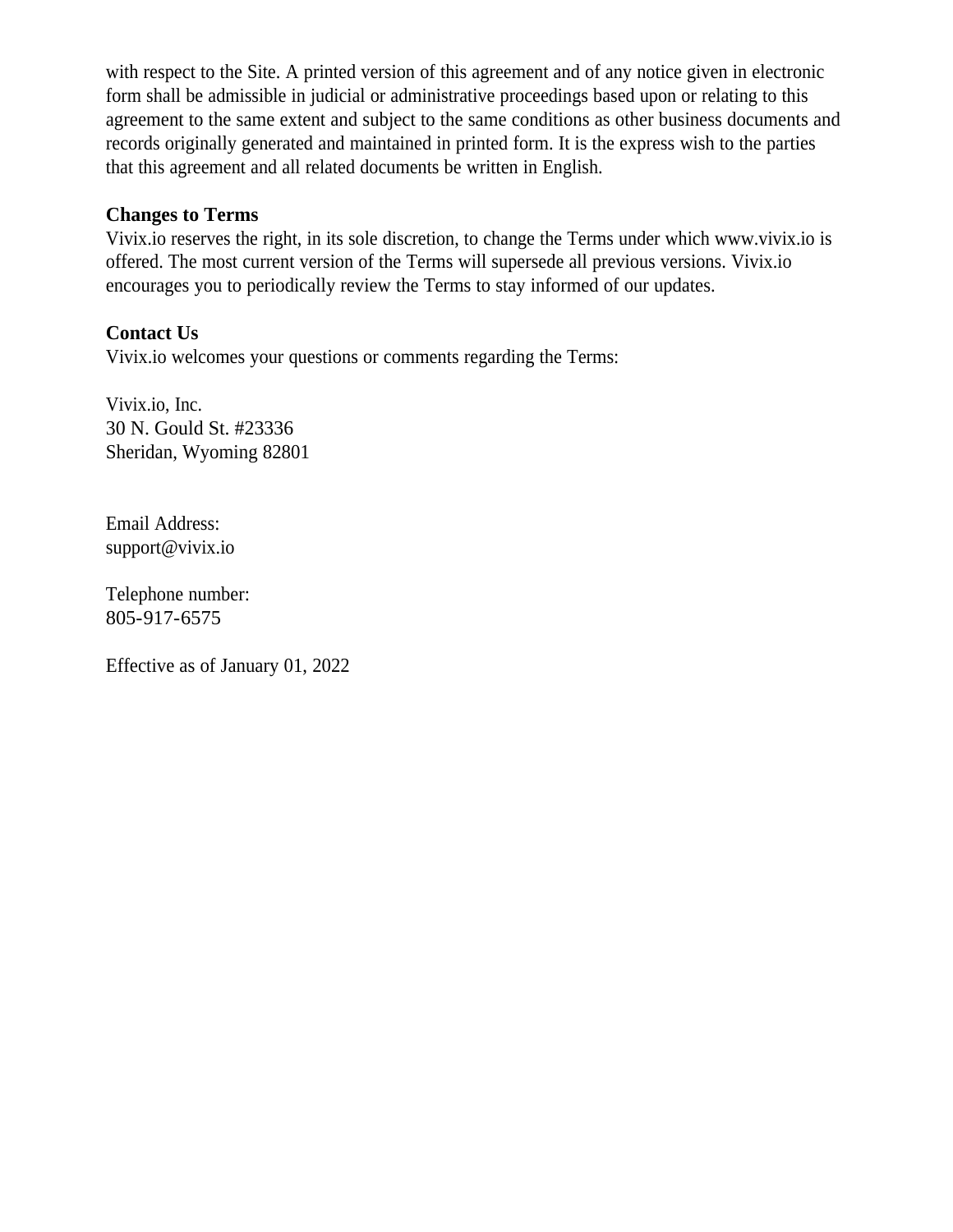with respect to the Site. A printed version of this agreement and of any notice given in electronic form shall be admissible in judicial or administrative proceedings based upon or relating to this agreement to the same extent and subject to the same conditions as other business documents and records originally generated and maintained in printed form. It is the express wish to the parties that this agreement and all related documents be written in English.

**Changes to Terms**
Vivix.io reserves the right, in its sole discretion, to change the Terms under which www.vivix.io is offered. The most current version of the Terms will supersede all previous versions. Vivix.io encourages you to periodically review the Terms to stay informed of our updates.

**Contact Us**
Vivix.io welcomes your questions or comments regarding the Terms:

Vivix.io, Inc.
30 N. Gould St. #23336
Sheridan, Wyoming 82801

Email Address:
support@vivix.io

Telephone number:
805-917-6575

Effective as of January 01, 2022